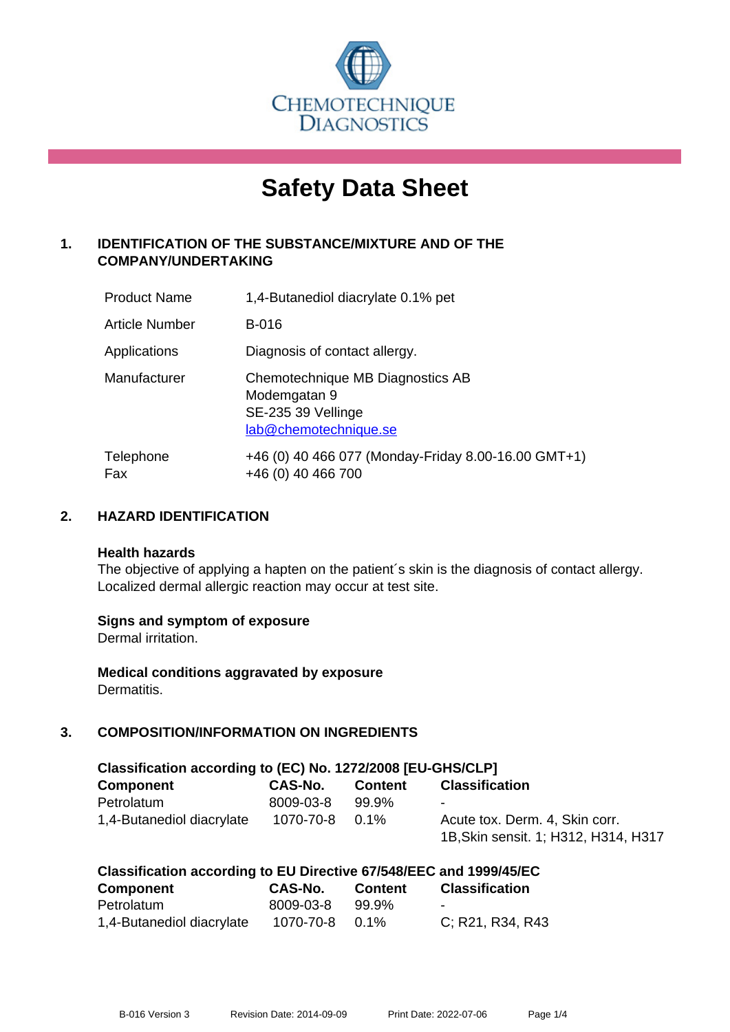CHEMOTECHNIQUE DIAGNOSTICS

# Safety Data Sheet

## 1. IDENTIFICATION OF THE SUBSTANCE/MIXTURE AND OF THE COMPANY/UNDERTAKING

| | |
|---|---|
| Product Name | 1,4-Butanediol diacrylate 0.1% pet |
| Article Number | B-016 |
| Applications | Diagnosis of contact allergy. |
| Manufacturer | Chemotechnique MB Diagnostics AB<br>Modemgatan 9<br>SE-235 39 Vellinge<br>lab@chemotechnique.se |
| Telephone<br>Fax | +46 (0) 40 466 077 (Monday-Friday 8.00-16.00 GMT+1)<br>+46 (0) 40 466 700 |

## 2. HAZARD IDENTIFICATION

**Health hazards**
The objective of applying a hapten on the patient´s skin is the diagnosis of contact allergy. Localized dermal allergic reaction may occur at test site.

**Signs and symptom of exposure**
Dermal irritation.

**Medical conditions aggravated by exposure**
Dermatitis.

## 3. COMPOSITION/INFORMATION ON INGREDIENTS

**Classification according to (EC) No. 1272/2008 [EU-GHS/CLP]**

| Component | CAS-No. | Content | Classification |
|---|---|---|---|
| Petrolatum | 8009-03-8 | 99.9% | - |
| 1,4-Butanediol diacrylate | 1070-70-8 | 0.1% | Acute tox. Derm. 4, Skin corr. 1B,Skin sensit. 1; H312, H314, H317 |

**Classification according to EU Directive 67/548/EEC and 1999/45/EC**

| Component | CAS-No. | Content | Classification |
|---|---|---|---|
| Petrolatum | 8009-03-8 | 99.9% | - |
| 1,4-Butanediol diacrylate | 1070-70-8 | 0.1% | C; R21, R34, R43 |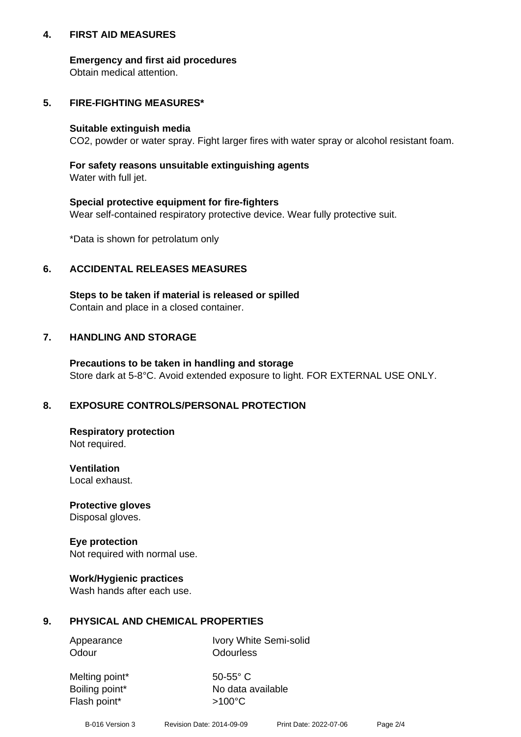## 4. FIRST AID MEASURES

**Emergency and first aid procedures**
Obtain medical attention.

## 5. FIRE-FIGHTING MEASURES*

**Suitable extinguish media**
$CO_2$, powder or water spray. Fight larger fires with water spray or alcohol resistant foam.

**For safety reasons unsuitable extinguishing agents**
Water with full jet.

**Special protective equipment for fire-fighters**
Wear self-contained respiratory protective device. Wear fully protective suit.

*Data is shown for petrolatum only

## 6. ACCIDENTAL RELEASES MEASURES

**Steps to be taken if material is released or spilled**
Contain and place in a closed container.

## 7. HANDLING AND STORAGE

**Precautions to be taken in handling and storage**
Store dark at 5-8°C. Avoid extended exposure to light. FOR EXTERNAL USE ONLY.

## 8. EXPOSURE CONTROLS/PERSONAL PROTECTION

**Respiratory protection**
Not required.

**Ventilation**
Local exhaust.

**Protective gloves**
Disposal gloves.

**Eye protection**
Not required with normal use.

**Work/Hygienic practices**
Wash hands after each use.

## 9. PHYSICAL AND CHEMICAL PROPERTIES

| | |
|---|---|
| Appearance | Ivory White Semi-solid |
| Odour | Odourless |
| Melting point* | 50-55° C |
| Boiling point* | No data available |
| Flash point* | >100°C |

B-016 Version 3 Revision Date: 2014-09-09 Print Date: 2022-07-06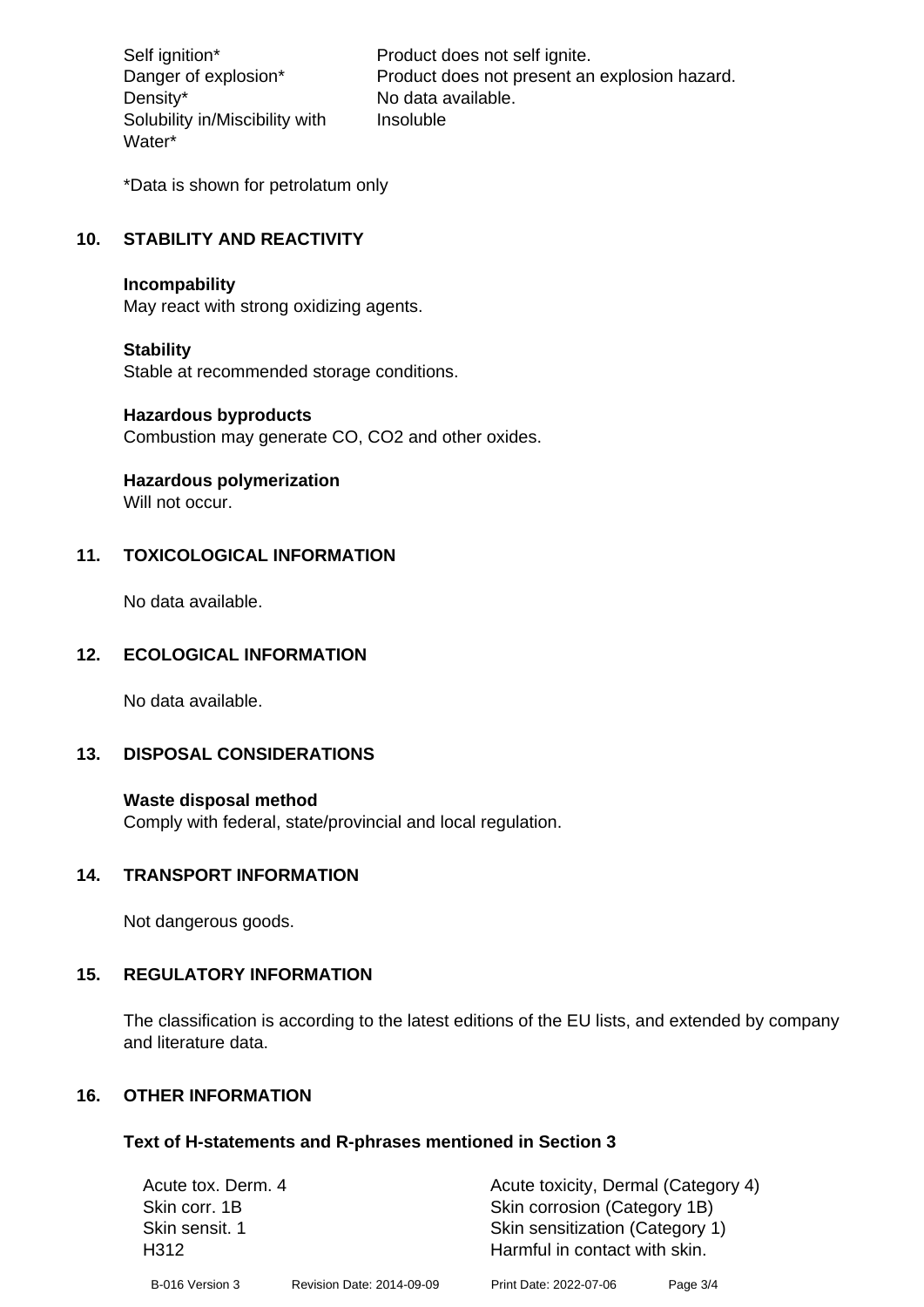| | |
|---|---|
| Self ignition* | Product does not self ignite. |
| Danger of explosion* | Product does not present an explosion hazard. |
| Density* | No data available. |
| Solubility in/Miscibility with Water* | Insoluble |

*Data is shown for petrolatum only

## 10. STABILITY AND REACTIVITY

**Incompability**
May react with strong oxidizing agents.

**Stability**
Stable at recommended storage conditions.

**Hazardous byproducts**
Combustion may generate CO, $CO_2$ and other oxides.

**Hazardous polymerization**
Will not occur.

## 11. TOXICOLOGICAL INFORMATION

No data available.

## 12. ECOLOGICAL INFORMATION

No data available.

## 13. DISPOSAL CONSIDERATIONS

**Waste disposal method**
Comply with federal, state/provincial and local regulation.

## 14. TRANSPORT INFORMATION

Not dangerous goods.

## 15. REGULATORY INFORMATION

The classification is according to the latest editions of the EU lists, and extended by company and literature data.

## 16. OTHER INFORMATION

### Text of H-statements and R-phrases mentioned in Section 3

| | |
|---|---|
| Acute tox. Derm. 4 | Acute toxicity, Dermal (Category 4) |
| Skin corr. 1B | Skin corrosion (Category 1B) |
| Skin sensit. 1 | Skin sensitization (Category 1) |
| H312 | Harmful in contact with skin. |

B-016 Version 3 Revision Date: 2014-09-09 Print Date: 2022-07-06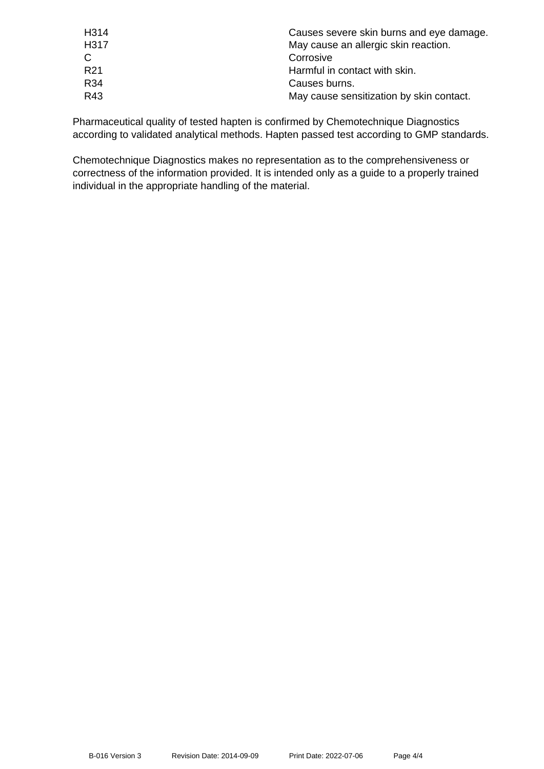| | |
|---|---|
| H314 | Causes severe skin burns and eye damage. |
| H317 | May cause an allergic skin reaction. |
| C | Corrosive |
| R21 | Harmful in contact with skin. |
| R34 | Causes burns. |
| R43 | May cause sensitization by skin contact. |

Pharmaceutical quality of tested hapten is confirmed by Chemotechnique Diagnostics according to validated analytical methods. Hapten passed test according to GMP standards.

Chemotechnique Diagnostics makes no representation as to the comprehensiveness or correctness of the information provided. It is intended only as a guide to a properly trained individual in the appropriate handling of the material.